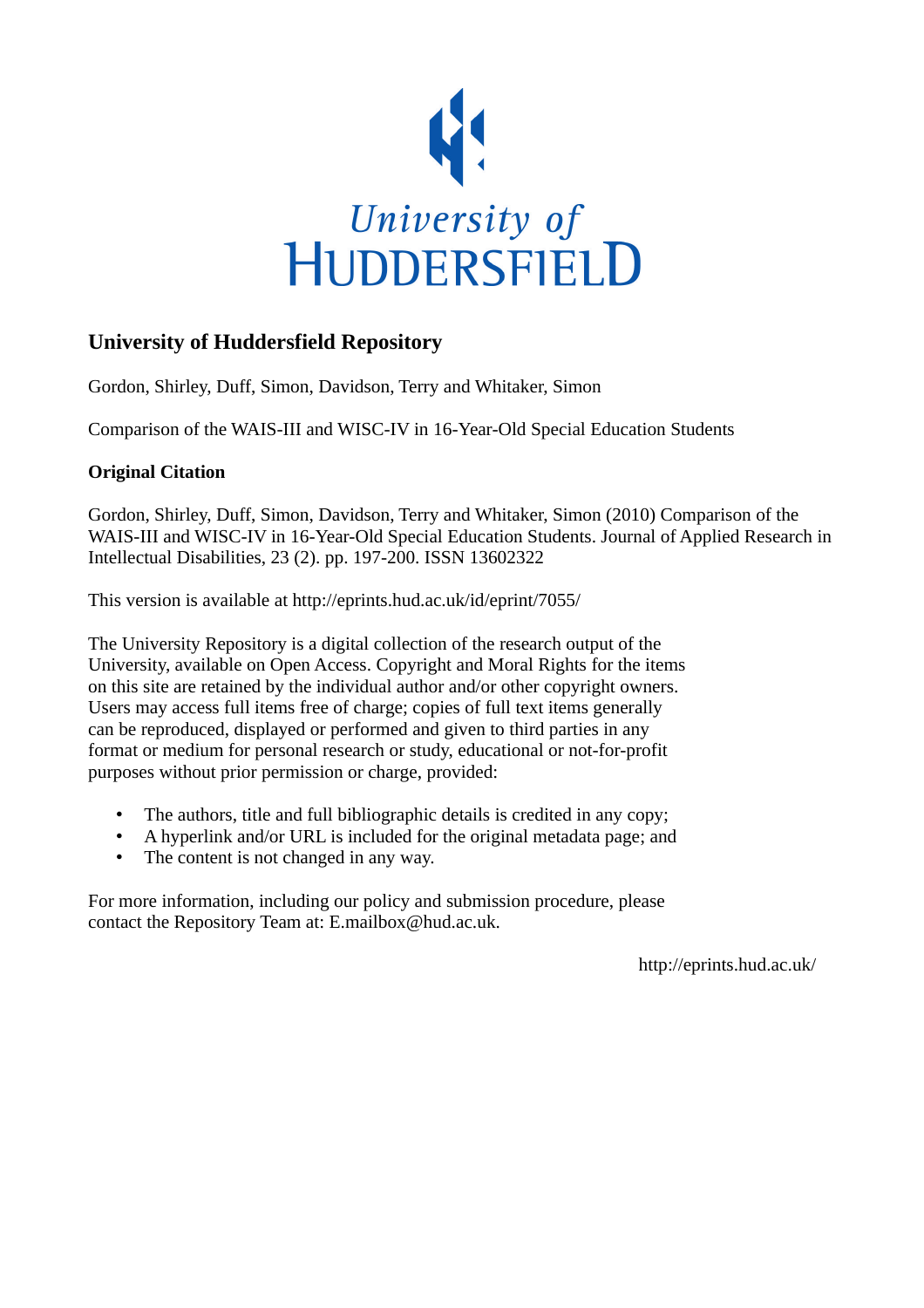University of
HUDDERSFIELD

## University of Huddersfield Repository

Gordon, Shirley, Duff, Simon, Davidson, Terry and Whitaker, Simon

Comparison of the WAIS-III and WISC-IV in 16-Year-Old Special Education Students

### Original Citation

Gordon, Shirley, Duff, Simon, Davidson, Terry and Whitaker, Simon (2010) Comparison of the WAIS-III and WISC-IV in 16-Year-Old Special Education Students. Journal of Applied Research in Intellectual Disabilities, 23 (2). pp. 197-200. ISSN 13602322

This version is available at http://eprints.hud.ac.uk/id/eprint/7055/

The University Repository is a digital collection of the research output of the University, available on Open Access. Copyright and Moral Rights for the items on this site are retained by the individual author and/or other copyright owners. Users may access full items free of charge; copies of full text items generally can be reproduced, displayed or performed and given to third parties in any format or medium for personal research or study, educational or not-for-profit purposes without prior permission or charge, provided:

- The authors, title and full bibliographic details is credited in any copy;
- A hyperlink and/or URL is included for the original metadata page; and
- The content is not changed in any way.

For more information, including our policy and submission procedure, please contact the Repository Team at: E.mailbox@hud.ac.uk.

http://eprints.hud.ac.uk/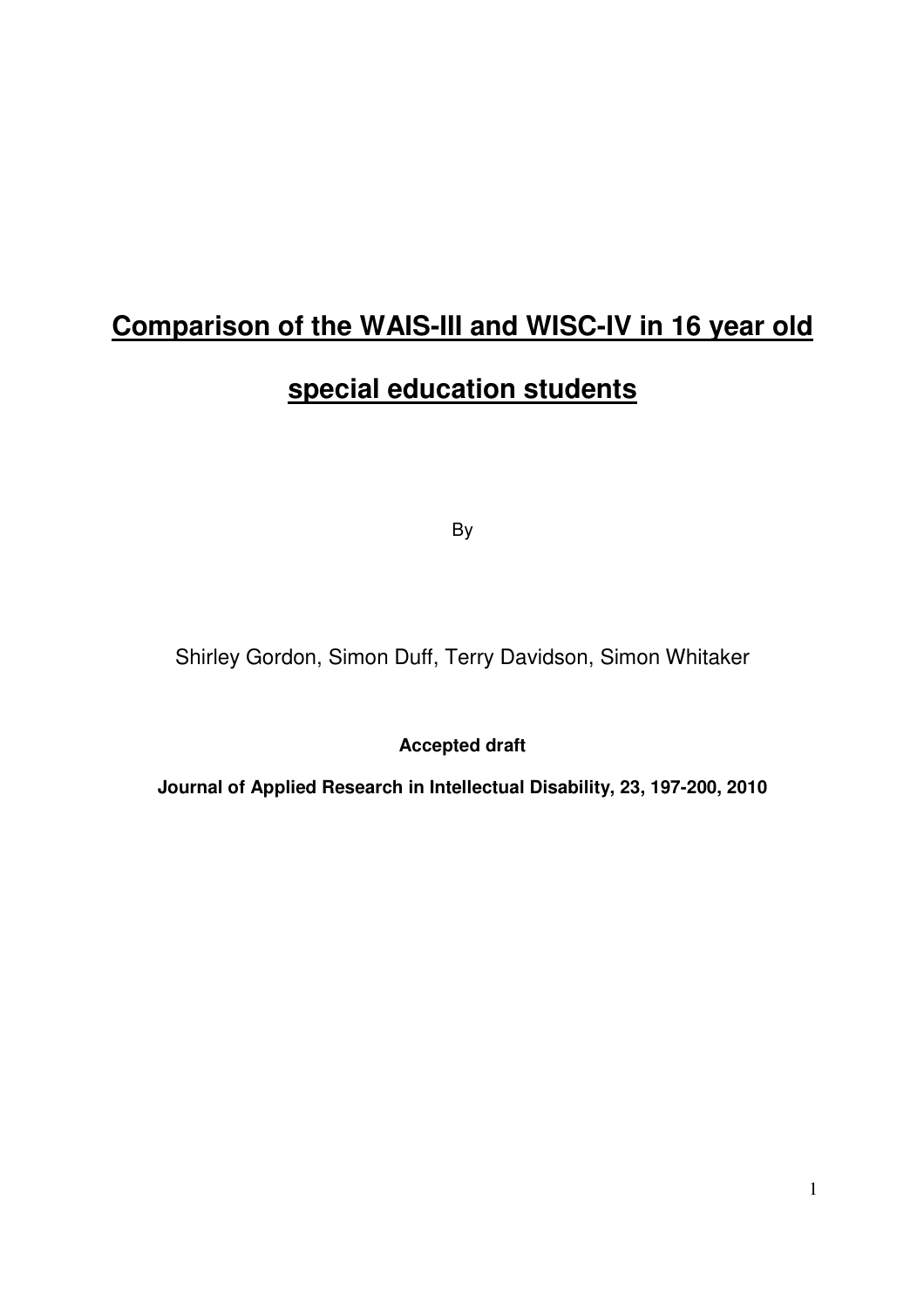# Comparison of the WAIS-III and WISC-IV in 16 year old special education students

By

Shirley Gordon, Simon Duff, Terry Davidson, Simon Whitaker

**Accepted draft**

**Journal of Applied Research in Intellectual Disability, 23, 197-200, 2010**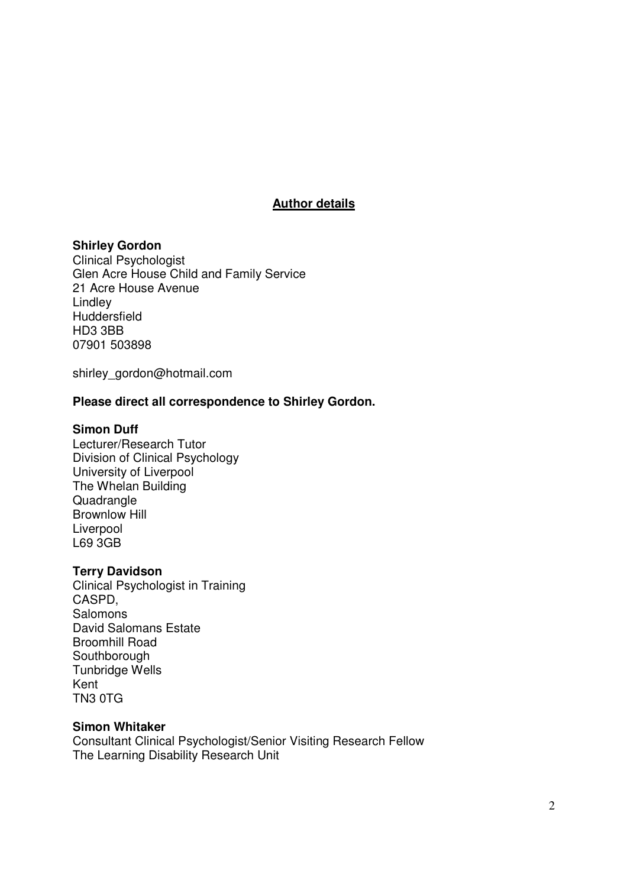## Author details

**Shirley Gordon**
Clinical Psychologist
Glen Acre House Child and Family Service
21 Acre House Avenue
Lindley
Huddersfield
HD3 3BB
07901 503898

shirley_gordon@hotmail.com

**Please direct all correspondence to Shirley Gordon.**

**Simon Duff**
Lecturer/Research Tutor
Division of Clinical Psychology
University of Liverpool
The Whelan Building
Quadrangle
Brownlow Hill
Liverpool
L69 3GB

**Terry Davidson**
Clinical Psychologist in Training
CASPD,
Salomons
David Salomans Estate
Broomhill Road
Southborough
Tunbridge Wells
Kent
TN3 0TG

**Simon Whitaker**
Consultant Clinical Psychologist/Senior Visiting Research Fellow
The Learning Disability Research Unit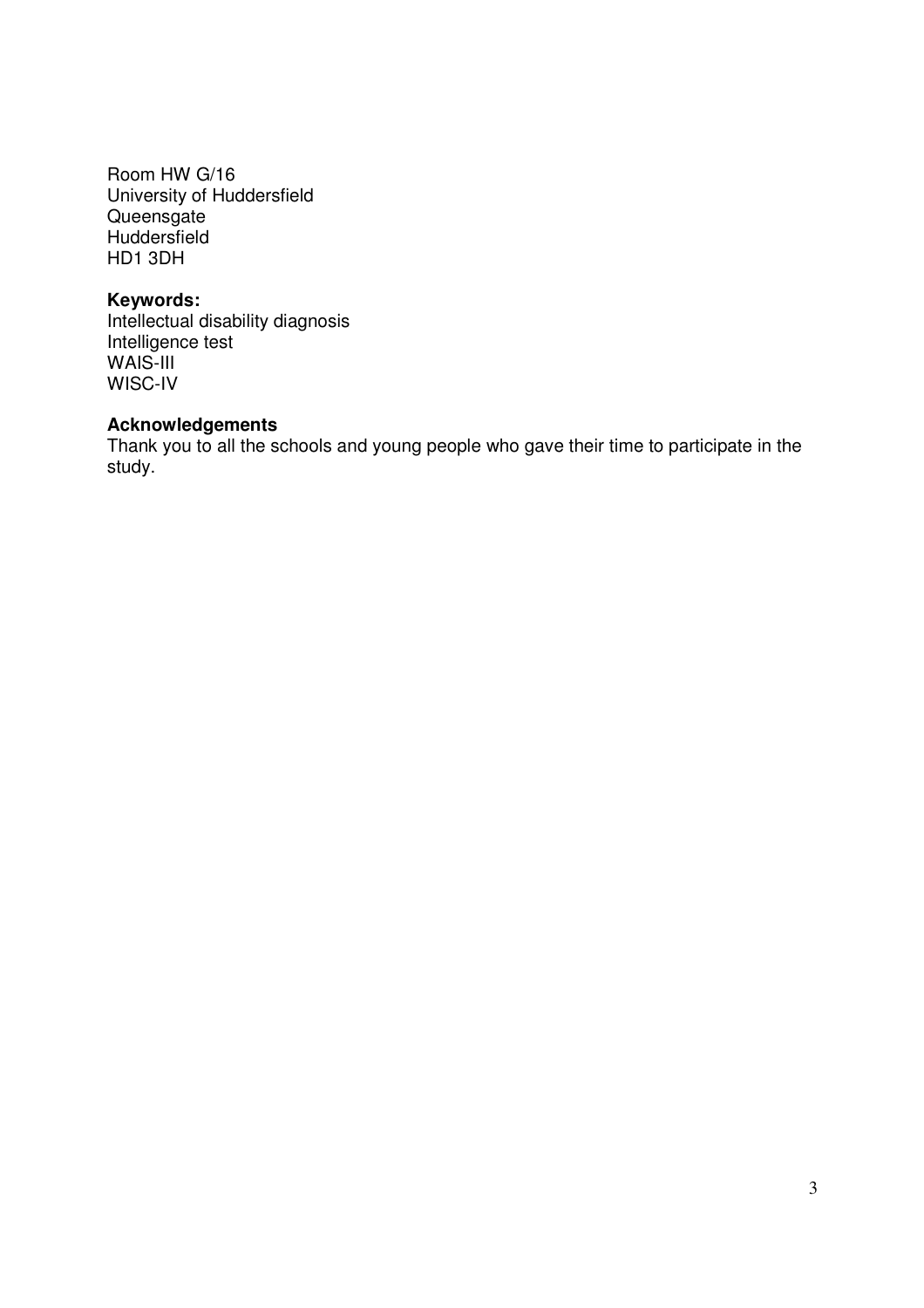Room HW G/16
University of Huddersfield
Queensgate
Huddersfield
HD1 3DH

**Keywords:**
Intellectual disability diagnosis
Intelligence test
WAIS-III
WISC-IV

**Acknowledgements**
Thank you to all the schools and young people who gave their time to participate in the study.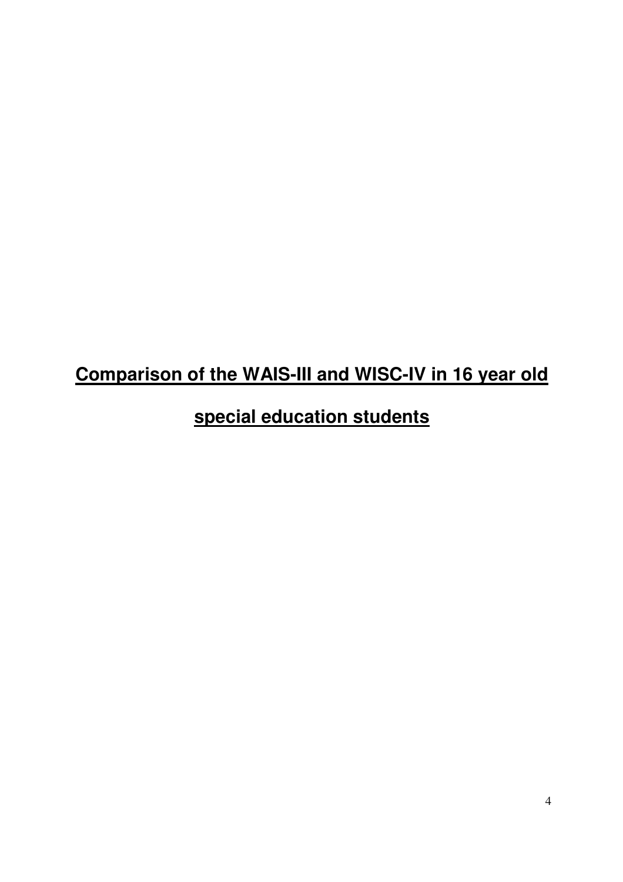# **<u>Comparison of the WAIS-III and WISC-IV in 16 year old special education students</u>**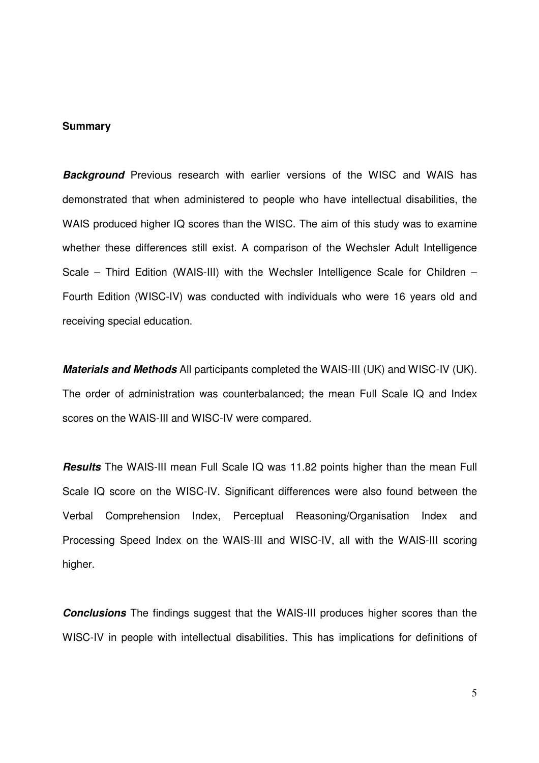## Summary

***Background*** Previous research with earlier versions of the WISC and WAIS has demonstrated that when administered to people who have intellectual disabilities, the WAIS produced higher IQ scores than the WISC. The aim of this study was to examine whether these differences still exist. A comparison of the Wechsler Adult Intelligence Scale – Third Edition (WAIS-III) with the Wechsler Intelligence Scale for Children – Fourth Edition (WISC-IV) was conducted with individuals who were 16 years old and receiving special education.

***Materials and Methods*** All participants completed the WAIS-III (UK) and WISC-IV (UK). The order of administration was counterbalanced; the mean Full Scale IQ and Index scores on the WAIS-III and WISC-IV were compared.

***Results*** The WAIS-III mean Full Scale IQ was 11.82 points higher than the mean Full Scale IQ score on the WISC-IV. Significant differences were also found between the Verbal Comprehension Index, Perceptual Reasoning/Organisation Index and Processing Speed Index on the WAIS-III and WISC-IV, all with the WAIS-III scoring higher.

***Conclusions*** The findings suggest that the WAIS-III produces higher scores than the WISC-IV in people with intellectual disabilities. This has implications for definitions of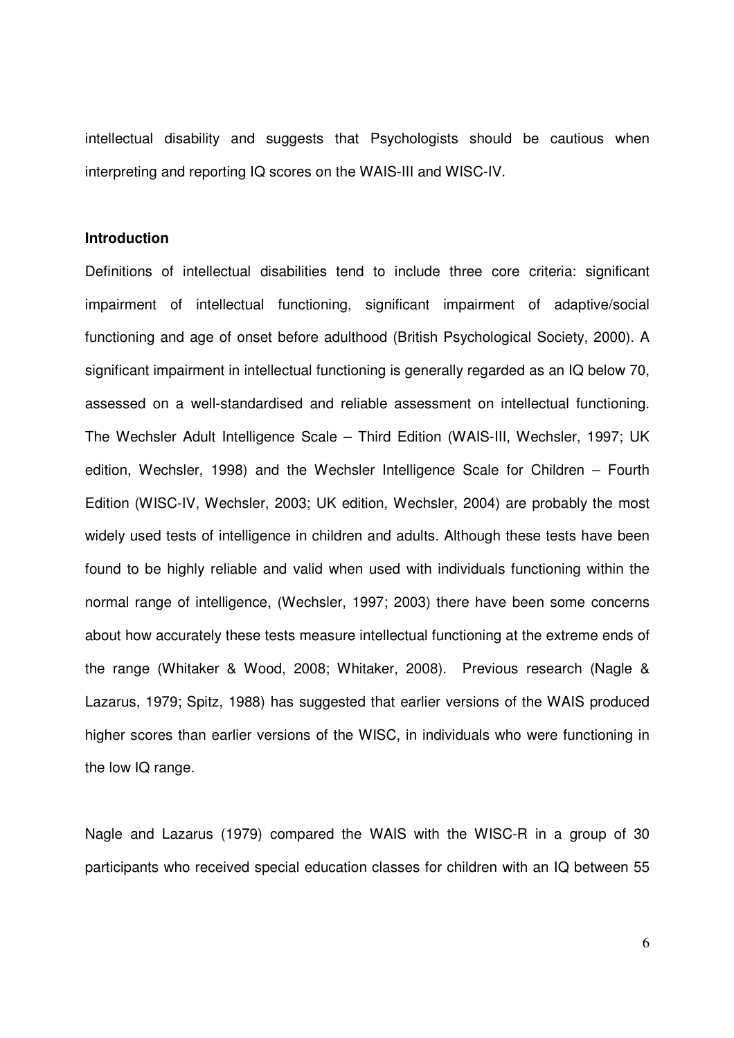intellectual disability and suggests that Psychologists should be cautious when interpreting and reporting IQ scores on the WAIS-III and WISC-IV.

## Introduction

Definitions of intellectual disabilities tend to include three core criteria: significant impairment of intellectual functioning, significant impairment of adaptive/social functioning and age of onset before adulthood (British Psychological Society, 2000). A significant impairment in intellectual functioning is generally regarded as an IQ below 70, assessed on a well-standardised and reliable assessment on intellectual functioning. The Wechsler Adult Intelligence Scale – Third Edition (WAIS-III, Wechsler, 1997; UK edition, Wechsler, 1998) and the Wechsler Intelligence Scale for Children – Fourth Edition (WISC-IV, Wechsler, 2003; UK edition, Wechsler, 2004) are probably the most widely used tests of intelligence in children and adults. Although these tests have been found to be highly reliable and valid when used with individuals functioning within the normal range of intelligence, (Wechsler, 1997; 2003) there have been some concerns about how accurately these tests measure intellectual functioning at the extreme ends of the range (Whitaker & Wood, 2008; Whitaker, 2008). Previous research (Nagle & Lazarus, 1979; Spitz, 1988) has suggested that earlier versions of the WAIS produced higher scores than earlier versions of the WISC, in individuals who were functioning in the low IQ range.

Nagle and Lazarus (1979) compared the WAIS with the WISC-R in a group of 30 participants who received special education classes for children with an IQ between 55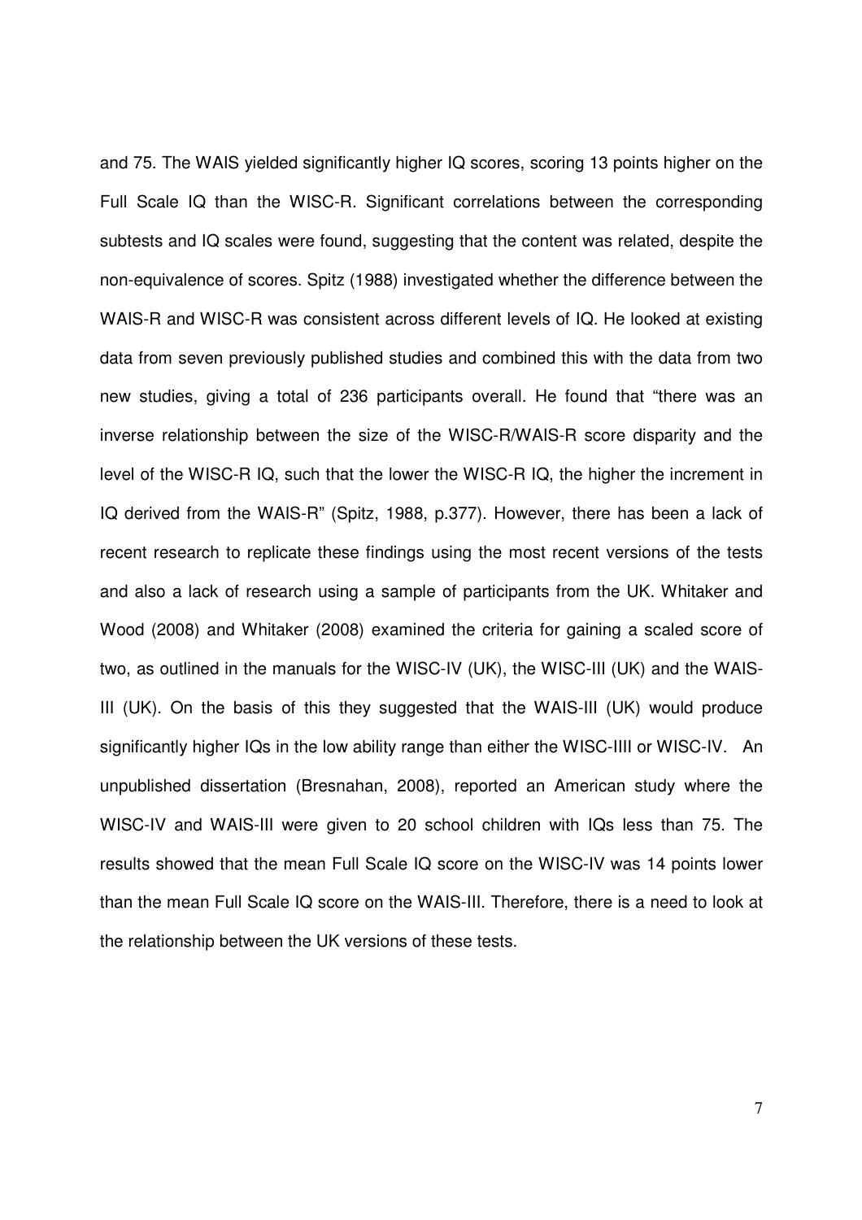and 75. The WAIS yielded significantly higher IQ scores, scoring 13 points higher on the Full Scale IQ than the WISC-R. Significant correlations between the corresponding subtests and IQ scales were found, suggesting that the content was related, despite the non-equivalence of scores. Spitz (1988) investigated whether the difference between the WAIS-R and WISC-R was consistent across different levels of IQ. He looked at existing data from seven previously published studies and combined this with the data from two new studies, giving a total of 236 participants overall. He found that "there was an inverse relationship between the size of the WISC-R/WAIS-R score disparity and the level of the WISC-R IQ, such that the lower the WISC-R IQ, the higher the increment in IQ derived from the WAIS-R" (Spitz, 1988, p.377). However, there has been a lack of recent research to replicate these findings using the most recent versions of the tests and also a lack of research using a sample of participants from the UK. Whitaker and Wood (2008) and Whitaker (2008) examined the criteria for gaining a scaled score of two, as outlined in the manuals for the WISC-IV (UK), the WISC-III (UK) and the WAIS-III (UK). On the basis of this they suggested that the WAIS-III (UK) would produce significantly higher IQs in the low ability range than either the WISC-IIII or WISC-IV. An unpublished dissertation (Bresnahan, 2008), reported an American study where the WISC-IV and WAIS-III were given to 20 school children with IQs less than 75. The results showed that the mean Full Scale IQ score on the WISC-IV was 14 points lower than the mean Full Scale IQ score on the WAIS-III. Therefore, there is a need to look at the relationship between the UK versions of these tests.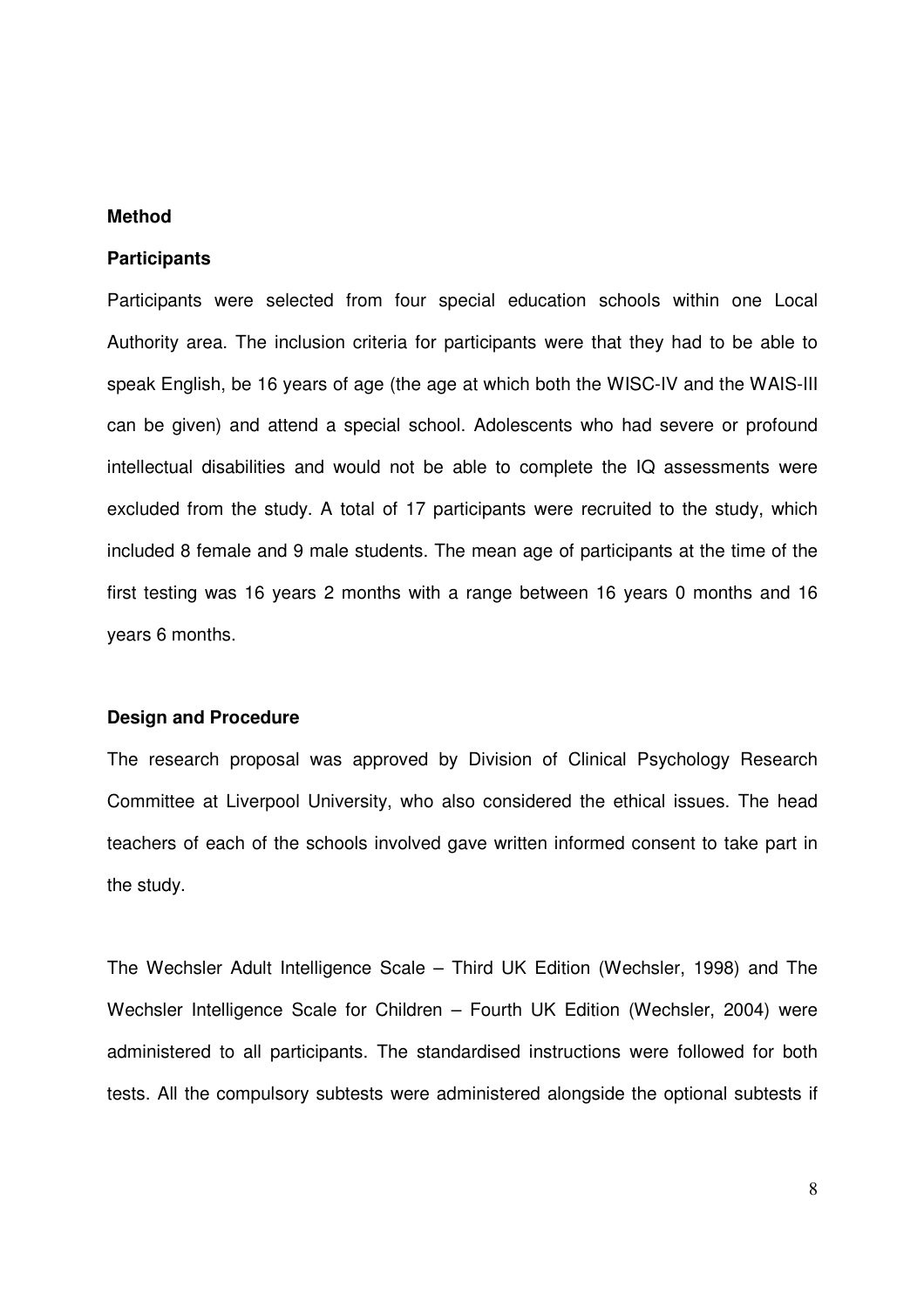## Method

### Participants

Participants were selected from four special education schools within one Local Authority area. The inclusion criteria for participants were that they had to be able to speak English, be 16 years of age (the age at which both the WISC-IV and the WAIS-III can be given) and attend a special school. Adolescents who had severe or profound intellectual disabilities and would not be able to complete the IQ assessments were excluded from the study. A total of 17 participants were recruited to the study, which included 8 female and 9 male students. The mean age of participants at the time of the first testing was 16 years 2 months with a range between 16 years 0 months and 16 years 6 months.

### Design and Procedure

The research proposal was approved by Division of Clinical Psychology Research Committee at Liverpool University, who also considered the ethical issues. The head teachers of each of the schools involved gave written informed consent to take part in the study.

The Wechsler Adult Intelligence Scale – Third UK Edition (Wechsler, 1998) and The Wechsler Intelligence Scale for Children – Fourth UK Edition (Wechsler, 2004) were administered to all participants. The standardised instructions were followed for both tests. All the compulsory subtests were administered alongside the optional subtests if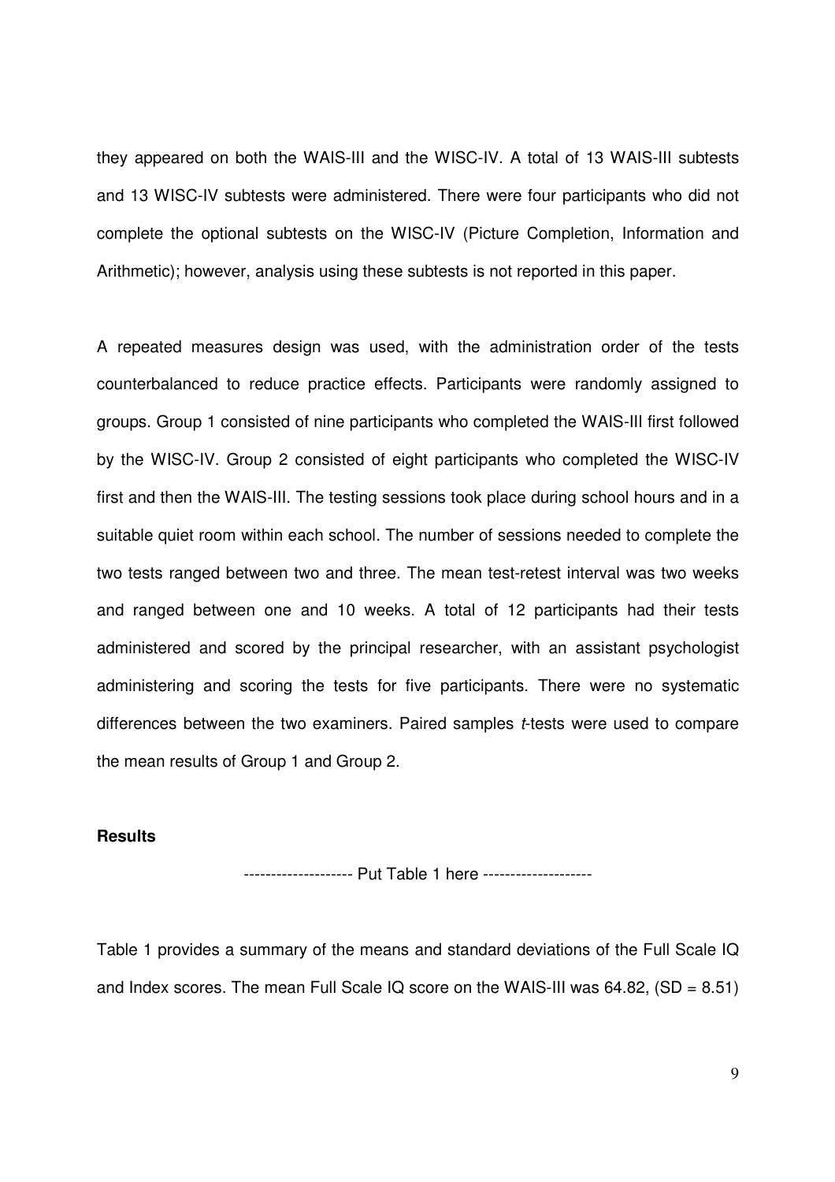they appeared on both the WAIS-III and the WISC-IV. A total of 13 WAIS-III subtests and 13 WISC-IV subtests were administered. There were four participants who did not complete the optional subtests on the WISC-IV (Picture Completion, Information and Arithmetic); however, analysis using these subtests is not reported in this paper.

A repeated measures design was used, with the administration order of the tests counterbalanced to reduce practice effects. Participants were randomly assigned to groups. Group 1 consisted of nine participants who completed the WAIS-III first followed by the WISC-IV. Group 2 consisted of eight participants who completed the WISC-IV first and then the WAIS-III. The testing sessions took place during school hours and in a suitable quiet room within each school. The number of sessions needed to complete the two tests ranged between two and three. The mean test-retest interval was two weeks and ranged between one and 10 weeks. A total of 12 participants had their tests administered and scored by the principal researcher, with an assistant psychologist administering and scoring the tests for five participants. There were no systematic differences between the two examiners. Paired samples *t*-tests were used to compare the mean results of Group 1 and Group 2.

**Results**

-------------------- Put Table 1 here --------------------

Table 1 provides a summary of the means and standard deviations of the Full Scale IQ and Index scores. The mean Full Scale IQ score on the WAIS-III was 64.82, (SD = 8.51)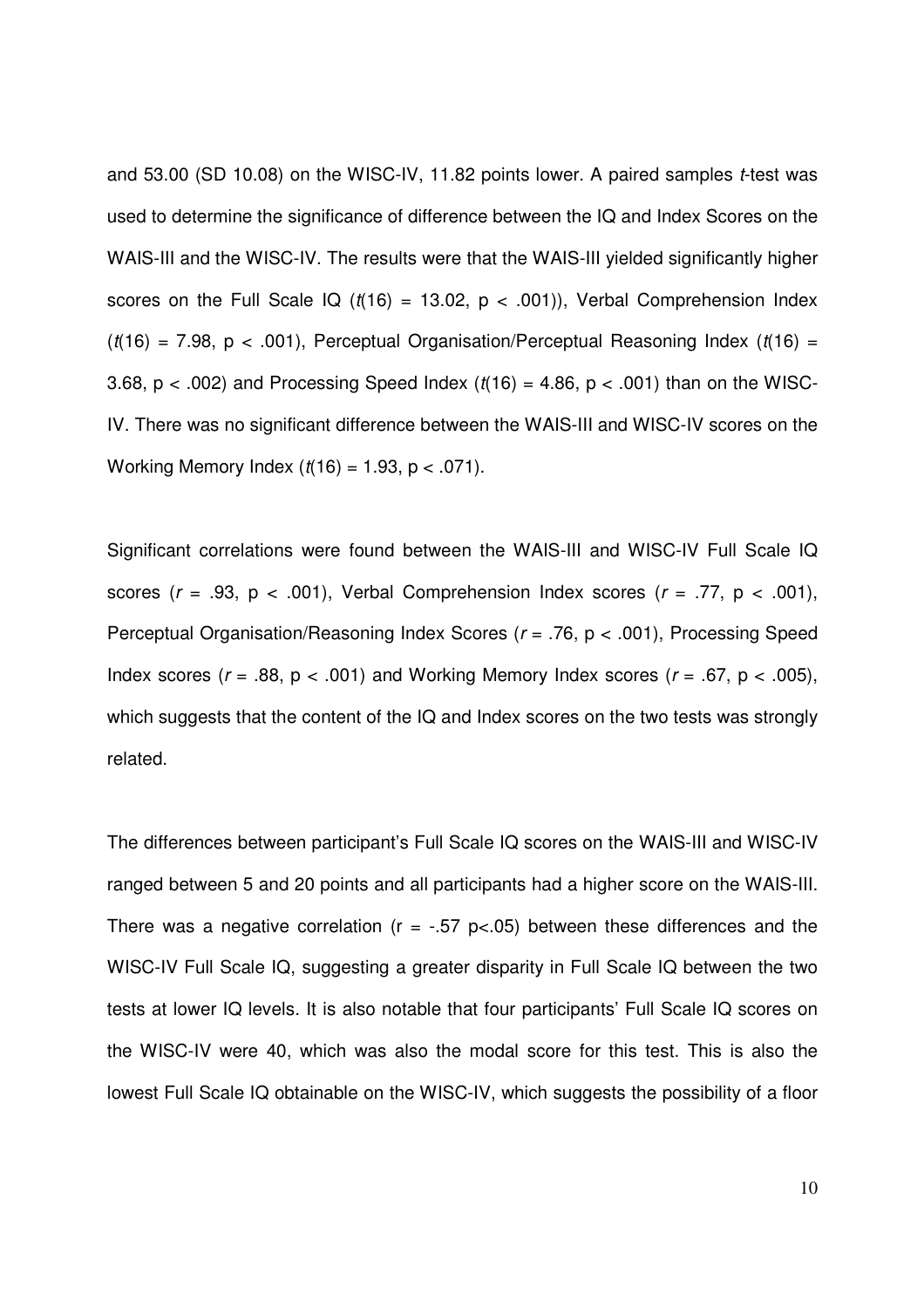and 53.00 (SD 10.08) on the WISC-IV, 11.82 points lower. A paired samples *t*-test was used to determine the significance of difference between the IQ and Index Scores on the WAIS-III and the WISC-IV. The results were that the WAIS-III yielded significantly higher scores on the Full Scale IQ ($t(16) = 13.02$, $p < .001$)), Verbal Comprehension Index ($t(16) = 7.98$, $p < .001$), Perceptual Organisation/Perceptual Reasoning Index ($t(16) = 3.68$, $p < .002$) and Processing Speed Index ($t(16) = 4.86$, $p < .001$) than on the WISC-IV. There was no significant difference between the WAIS-III and WISC-IV scores on the Working Memory Index ($t(16) = 1.93$, $p < .071$).

Significant correlations were found between the WAIS-III and WISC-IV Full Scale IQ scores ($r = .93$, $p < .001$), Verbal Comprehension Index scores ($r = .77$, $p < .001$), Perceptual Organisation/Reasoning Index Scores ($r = .76$, $p < .001$), Processing Speed Index scores ($r = .88$, $p < .001$) and Working Memory Index scores ($r = .67$, $p < .005$), which suggests that the content of the IQ and Index scores on the two tests was strongly related.

The differences between participant's Full Scale IQ scores on the WAIS-III and WISC-IV ranged between 5 and 20 points and all participants had a higher score on the WAIS-III. There was a negative correlation ($r = -.57$ $p<.05$) between these differences and the WISC-IV Full Scale IQ, suggesting a greater disparity in Full Scale IQ between the two tests at lower IQ levels. It is also notable that four participants' Full Scale IQ scores on the WISC-IV were 40, which was also the modal score for this test. This is also the lowest Full Scale IQ obtainable on the WISC-IV, which suggests the possibility of a floor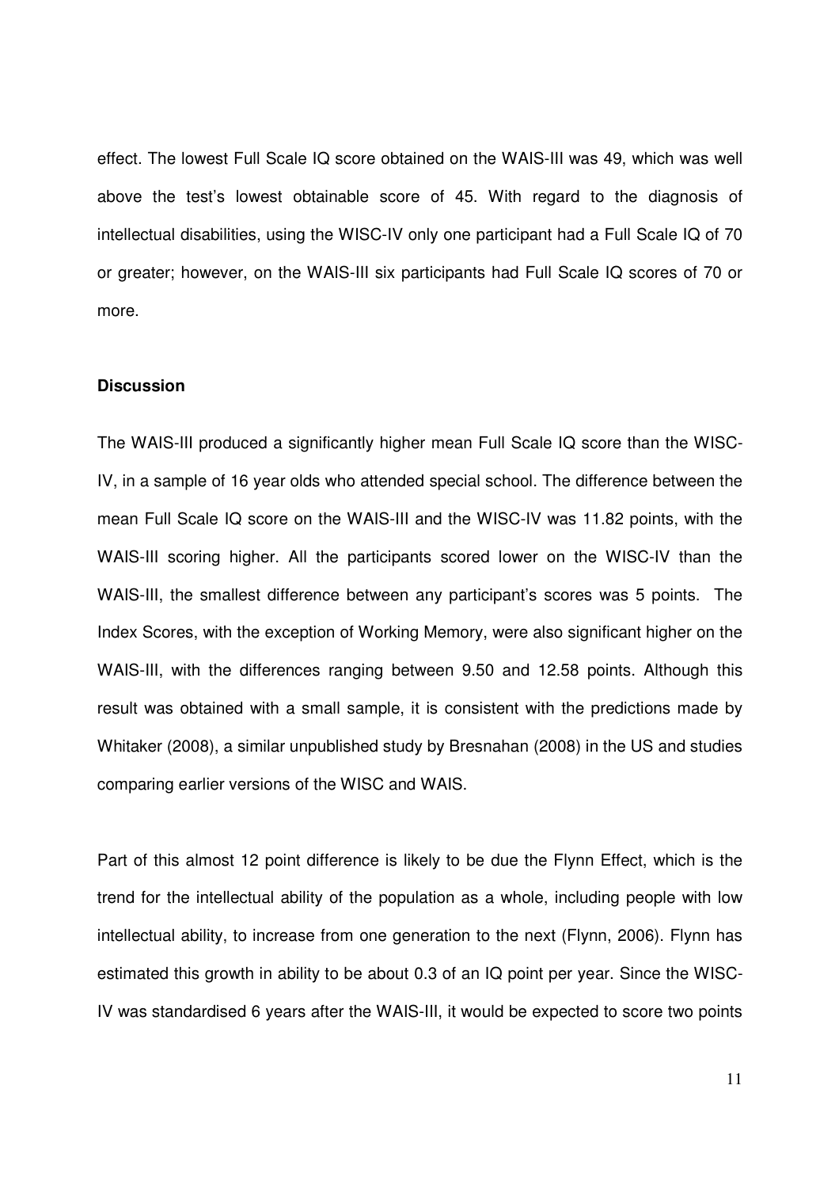effect. The lowest Full Scale IQ score obtained on the WAIS-III was 49, which was well above the test's lowest obtainable score of 45. With regard to the diagnosis of intellectual disabilities, using the WISC-IV only one participant had a Full Scale IQ of 70 or greater; however, on the WAIS-III six participants had Full Scale IQ scores of 70 or more.

**Discussion**

The WAIS-III produced a significantly higher mean Full Scale IQ score than the WISC-IV, in a sample of 16 year olds who attended special school. The difference between the mean Full Scale IQ score on the WAIS-III and the WISC-IV was 11.82 points, with the WAIS-III scoring higher. All the participants scored lower on the WISC-IV than the WAIS-III, the smallest difference between any participant's scores was 5 points. The Index Scores, with the exception of Working Memory, were also significant higher on the WAIS-III, with the differences ranging between 9.50 and 12.58 points. Although this result was obtained with a small sample, it is consistent with the predictions made by Whitaker (2008), a similar unpublished study by Bresnahan (2008) in the US and studies comparing earlier versions of the WISC and WAIS.

Part of this almost 12 point difference is likely to be due the Flynn Effect, which is the trend for the intellectual ability of the population as a whole, including people with low intellectual ability, to increase from one generation to the next (Flynn, 2006). Flynn has estimated this growth in ability to be about 0.3 of an IQ point per year. Since the WISC-IV was standardised 6 years after the WAIS-III, it would be expected to score two points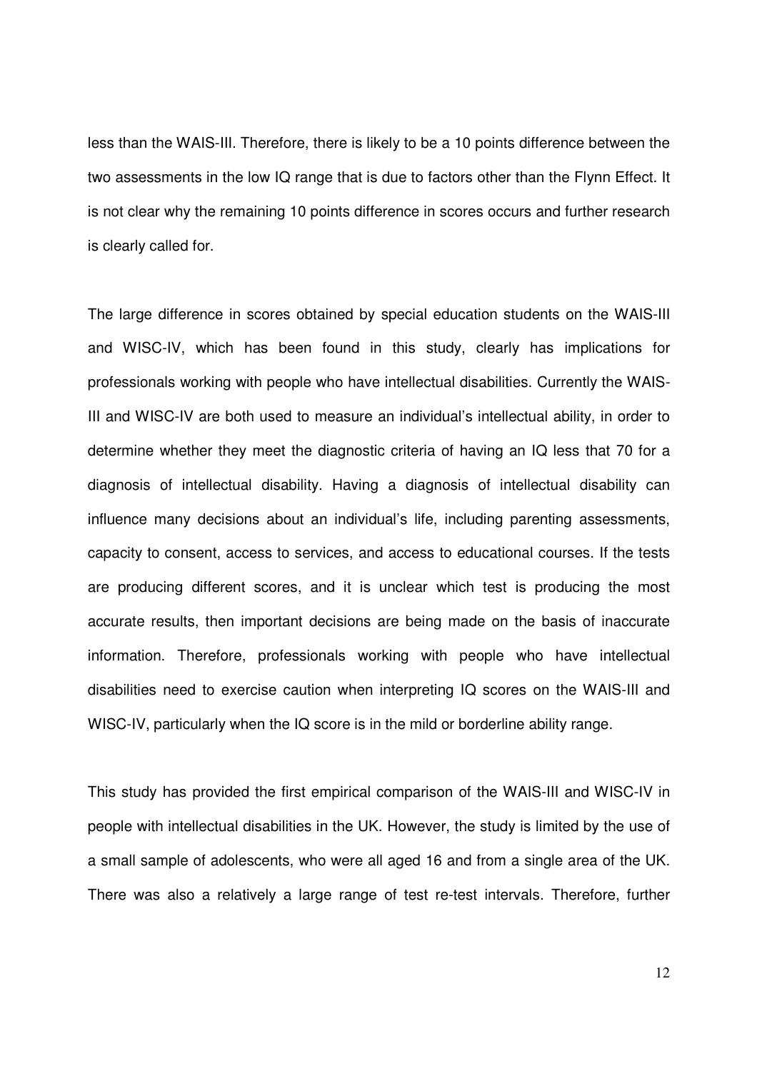less than the WAIS-III. Therefore, there is likely to be a 10 points difference between the two assessments in the low IQ range that is due to factors other than the Flynn Effect. It is not clear why the remaining 10 points difference in scores occurs and further research is clearly called for.

The large difference in scores obtained by special education students on the WAIS-III and WISC-IV, which has been found in this study, clearly has implications for professionals working with people who have intellectual disabilities. Currently the WAIS-III and WISC-IV are both used to measure an individual's intellectual ability, in order to determine whether they meet the diagnostic criteria of having an IQ less that 70 for a diagnosis of intellectual disability. Having a diagnosis of intellectual disability can influence many decisions about an individual's life, including parenting assessments, capacity to consent, access to services, and access to educational courses. If the tests are producing different scores, and it is unclear which test is producing the most accurate results, then important decisions are being made on the basis of inaccurate information. Therefore, professionals working with people who have intellectual disabilities need to exercise caution when interpreting IQ scores on the WAIS-III and WISC-IV, particularly when the IQ score is in the mild or borderline ability range.

This study has provided the first empirical comparison of the WAIS-III and WISC-IV in people with intellectual disabilities in the UK. However, the study is limited by the use of a small sample of adolescents, who were all aged 16 and from a single area of the UK. There was also a relatively a large range of test re-test intervals. Therefore, further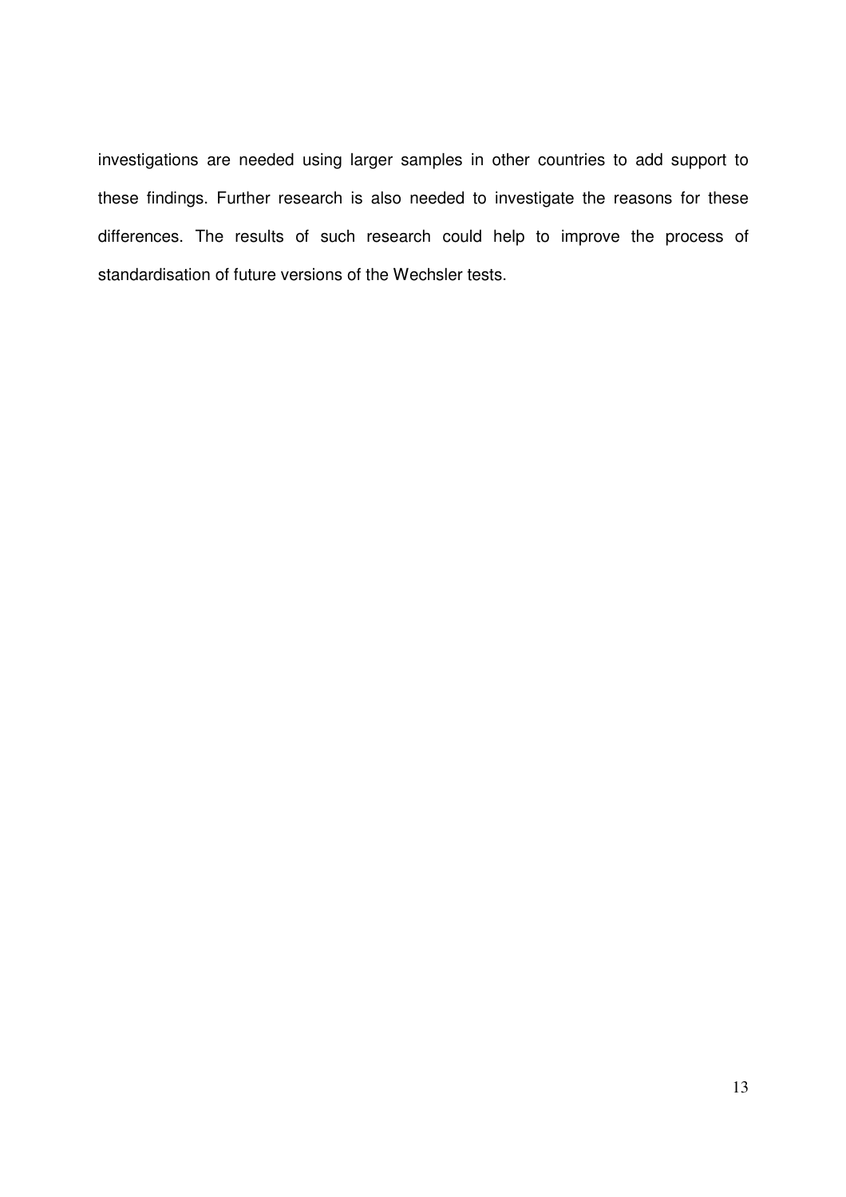investigations are needed using larger samples in other countries to add support to these findings. Further research is also needed to investigate the reasons for these differences. The results of such research could help to improve the process of standardisation of future versions of the Wechsler tests.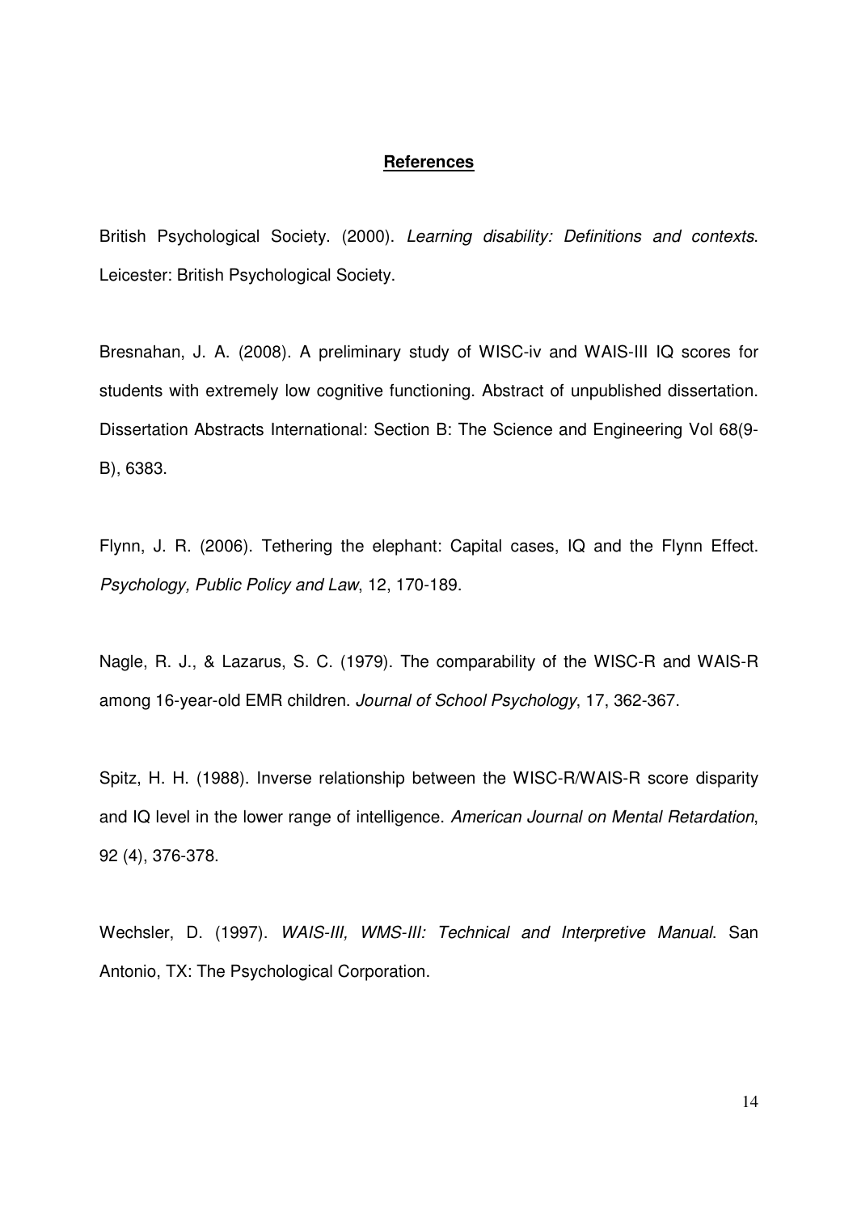## **References**

British Psychological Society. (2000). *Learning disability: Definitions and contexts*. Leicester: British Psychological Society.

Bresnahan, J. A. (2008). A preliminary study of WISC-iv and WAIS-III IQ scores for students with extremely low cognitive functioning. Abstract of unpublished dissertation. Dissertation Abstracts International: Section B: The Science and Engineering Vol 68(9-B), 6383.

Flynn, J. R. (2006). Tethering the elephant: Capital cases, IQ and the Flynn Effect. *Psychology, Public Policy and Law*, 12, 170-189.

Nagle, R. J., & Lazarus, S. C. (1979). The comparability of the WISC-R and WAIS-R among 16-year-old EMR children. *Journal of School Psychology*, 17, 362-367.

Spitz, H. H. (1988). Inverse relationship between the WISC-R/WAIS-R score disparity and IQ level in the lower range of intelligence. *American Journal on Mental Retardation*, 92 (4), 376-378.

Wechsler, D. (1997). *WAIS-III, WMS-III: Technical and Interpretive Manual*. San Antonio, TX: The Psychological Corporation.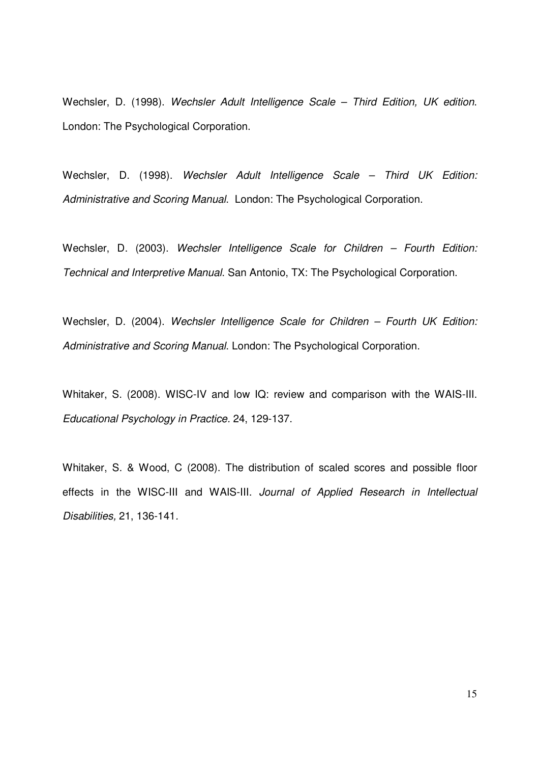Wechsler, D. (1998). *Wechsler Adult Intelligence Scale – Third Edition, UK edition*. London: The Psychological Corporation.

Wechsler, D. (1998). *Wechsler Adult Intelligence Scale – Third UK Edition: Administrative and Scoring Manual*. London: The Psychological Corporation.

Wechsler, D. (2003). *Wechsler Intelligence Scale for Children – Fourth Edition: Technical and Interpretive Manual*. San Antonio, TX: The Psychological Corporation.

Wechsler, D. (2004). *Wechsler Intelligence Scale for Children – Fourth UK Edition: Administrative and Scoring Manual*. London: The Psychological Corporation.

Whitaker, S. (2008). WISC-IV and low IQ: review and comparison with the WAIS-III. *Educational Psychology in Practice*. 24, 129-137.

Whitaker, S. & Wood, C (2008). The distribution of scaled scores and possible floor effects in the WISC-III and WAIS-III. *Journal of Applied Research in Intellectual Disabilities,* 21, 136-141.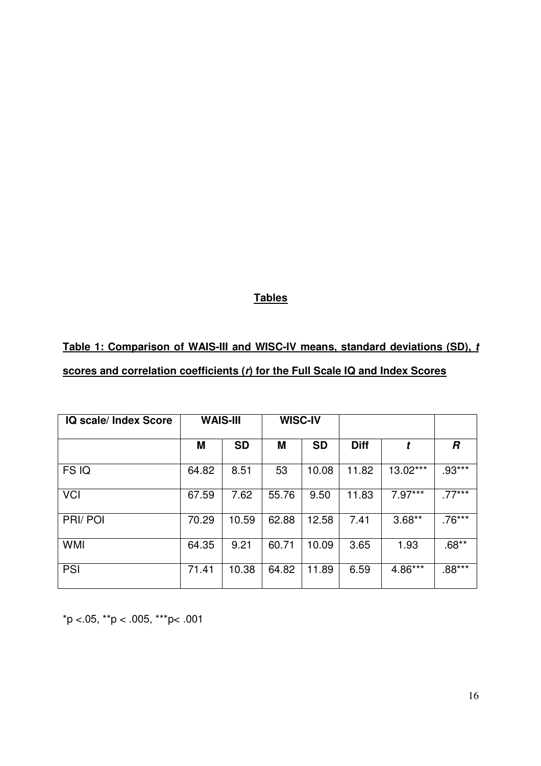**Tables**

**Table 1: Comparison of WAIS-III and WISC-IV means, standard deviations (SD), *t* scores and correlation coefficients (*r*) for the Full Scale IQ and Index Scores**

| IQ scale/ Index Score | WAIS-III | | WISC-IV | | | | |
|---|---|---|---|---|---|---|---|
| | **M** | **SD** | **M** | **SD** | **Diff** | ***t*** | ***R*** |
| FS IQ | 64.82 | 8.51 | 53 | 10.08 | 11.82 | 13.02*** | .93*** |
| VCI | 67.59 | 7.62 | 55.76 | 9.50 | 11.83 | 7.97*** | .77*** |
| PRI/ POI | 70.29 | 10.59 | 62.88 | 12.58 | 7.41 | 3.68** | .76*** |
| WMI | 64.35 | 9.21 | 60.71 | 10.09 | 3.65 | 1.93 | .68** |
| PSI | 71.41 | 10.38 | 64.82 | 11.89 | 6.59 | 4.86*** | .88*** |

*p <.05, **p < .005, ***p< .001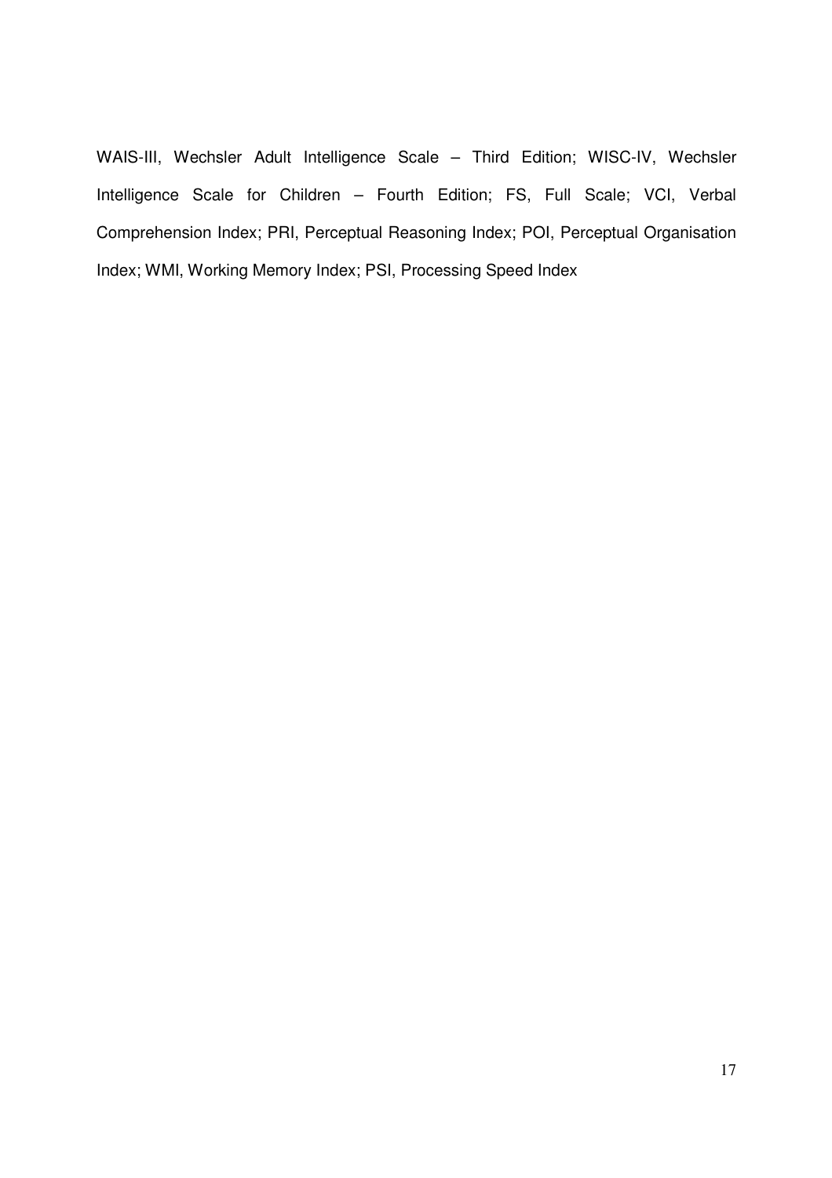WAIS-III, Wechsler Adult Intelligence Scale – Third Edition; WISC-IV, Wechsler Intelligence Scale for Children – Fourth Edition; FS, Full Scale; VCI, Verbal Comprehension Index; PRI, Perceptual Reasoning Index; POI, Perceptual Organisation Index; WMI, Working Memory Index; PSI, Processing Speed Index